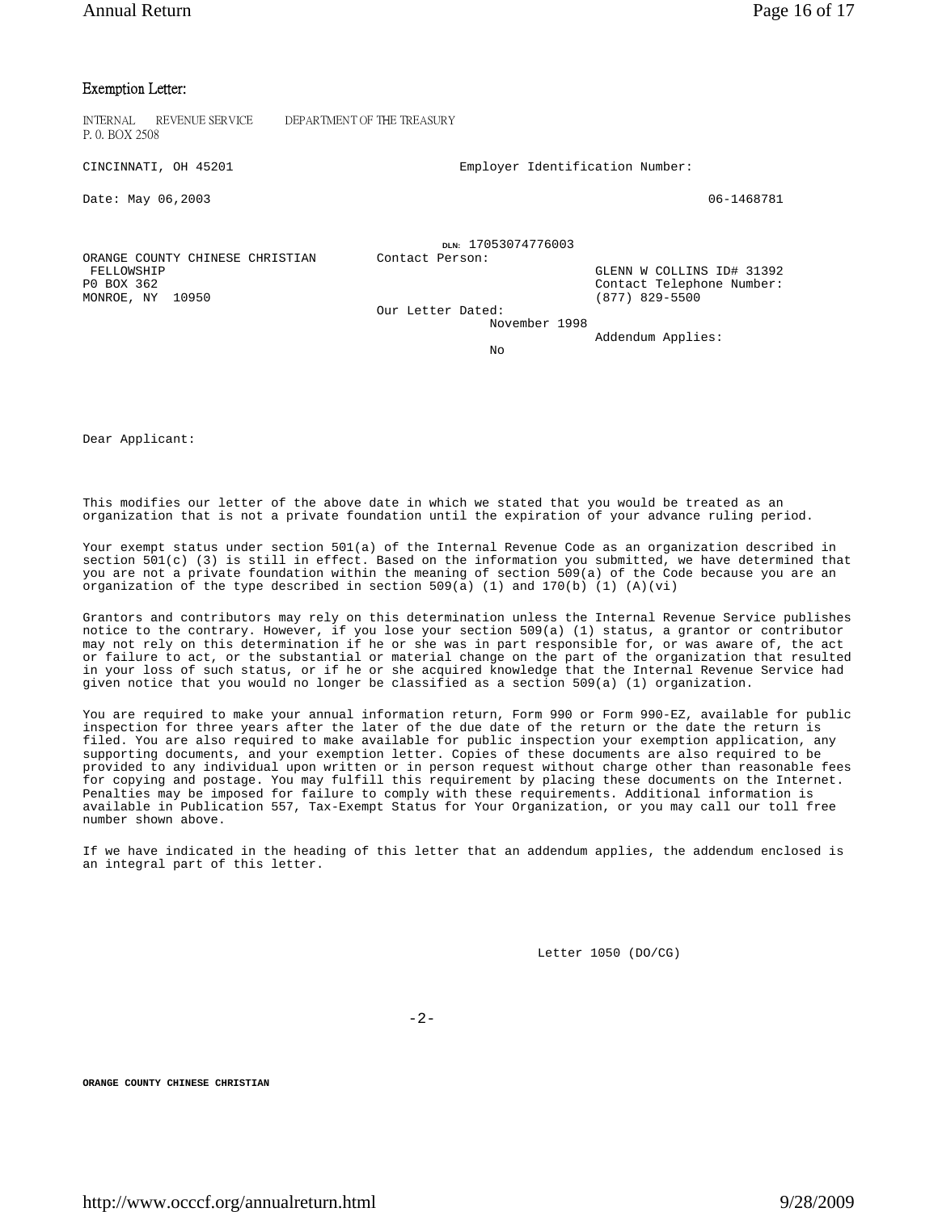## Exemption Letter:

INTERNAL REVENUE SERVICE DEPARTMENT OF THE TREASURY
P. 0. BOX 2508

CINCINNATI, OH 45201

Employer Identification Number:

Date: May 06,2003

06-1468781

DLN: 17053074776003

ORANGE COUNTY CHINESE CHRISTIAN
FELLOWSHIP
P0 BOX 362
MONROE, NY 10950

Contact Person:
GLENN W COLLINS ID# 31392
Contact Telephone Number:
(877) 829-5500

Our Letter Dated:
November 1998

Addendum Applies:
No

Dear Applicant:

This modifies our letter of the above date in which we stated that you would be treated as an organization that is not a private foundation until the expiration of your advance ruling period.

Your exempt status under section 501(a) of the Internal Revenue Code as an organization described in section 501(c) (3) is still in effect. Based on the information you submitted, we have determined that you are not a private foundation within the meaning of section 509(a) of the Code because you are an organization of the type described in section 509(a) (1) and 170(b) (1) (A)(vi)

Grantors and contributors may rely on this determination unless the Internal Revenue Service publishes notice to the contrary. However, if you lose your section 509(a) (1) status, a grantor or contributor may not rely on this determination if he or she was in part responsible for, or was aware of, the act or failure to act, or the substantial or material change on the part of the organization that resulted in your loss of such status, or if he or she acquired knowledge that the Internal Revenue Service had given notice that you would no longer be classified as a section 509(a) (1) organization.

You are required to make your annual information return, Form 990 or Form 990-EZ, available for public inspection for three years after the later of the due date of the return or the date the return is filed. You are also required to make available for public inspection your exemption application, any supporting documents, and your exemption letter. Copies of these documents are also required to be provided to any individual upon written or in person request without charge other than reasonable fees for copying and postage. You may fulfill this requirement by placing these documents on the Internet. Penalties may be imposed for failure to comply with these requirements. Additional information is available in Publication 557, Tax-Exempt Status for Your Organization, or you may call our toll free number shown above.

If we have indicated in the heading of this letter that an addendum applies, the addendum enclosed is an integral part of this letter.

Letter 1050 (DO/CG)

-2-

**ORANGE COUNTY CHINESE CHRISTIAN**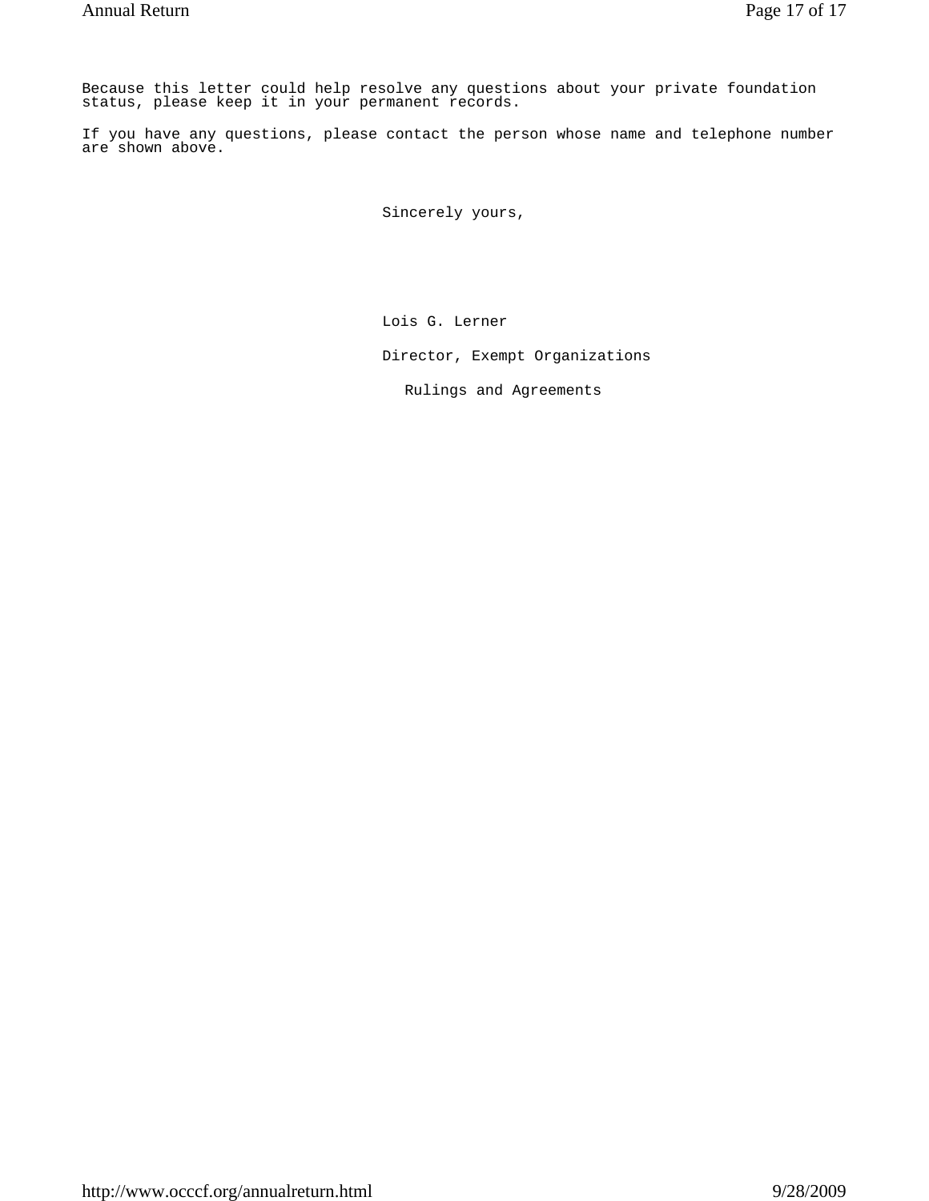Because this letter could help resolve any questions about your private foundation status, please keep it in your permanent records.

If you have any questions, please contact the person whose name and telephone number are shown above.

Sincerely yours,

Lois G. Lerner

Director, Exempt Organizations

Rulings and Agreements